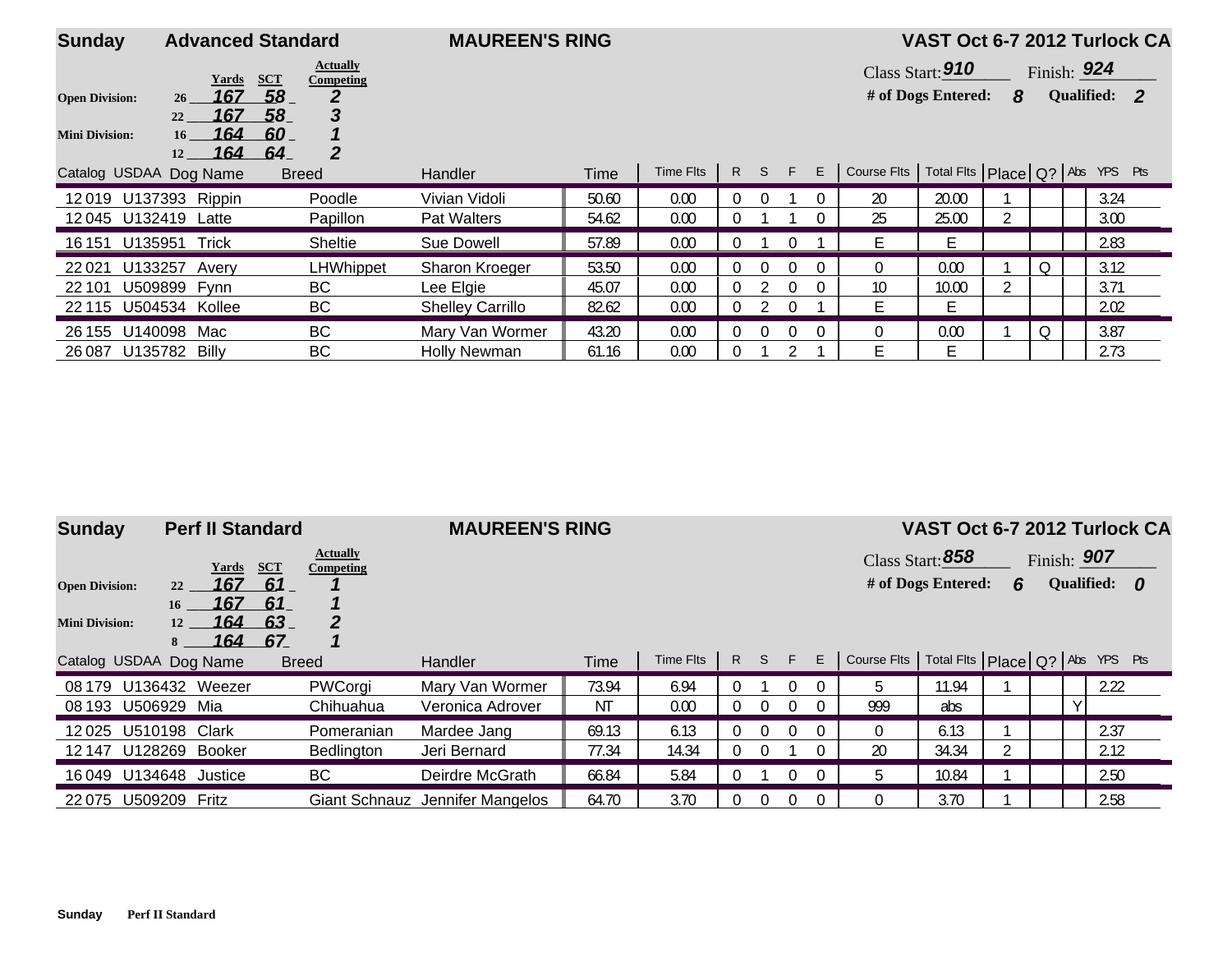## Sunday — Advanced Standard — MAUREEN'S RING — VAST Oct 6-7 2012 Turlock CA

Class Start: **910** Finish: **924**

**# of Dogs Entered: 8** **Qualified: 2**

| Division | Height | Yards | SCT | Actually Competing |
|---|---|---|---|---|
| Open Division: | 26 | 167 | 58 | 2 |
| | 22 | 167 | 58 | 3 |
| Mini Division: | 16 | 164 | 60 | 1 |
| | 12 | 164 | 64 | 2 |

| Catalog | USDAA | Dog Name | Breed | Handler | Time | Time Flts | R | S | F | E | Course Flts | Total Flts | Place | Q? | Abs | YPS | Pts |
|---|---|---|---|---|---|---|---|---|---|---|---|---|---|---|---|---|---|
| 12 019 | U137393 | Rippin | Poodle | Vivian Vidoli | 50.60 | 0.00 | 0 | 0 | 1 | 0 | 20 | 20.00 | 1 | | | 3.24 | |
| 12 045 | U132419 | Latte | Papillon | Pat Walters | 54.62 | 0.00 | 0 | 1 | 1 | 0 | 25 | 25.00 | 2 | | | 3.00 | |
| 16 151 | U135951 | Trick | Sheltie | Sue Dowell | 57.89 | 0.00 | 0 | 1 | 0 | 1 | E | E | | | | 2.83 | |
| 22 021 | U133257 | Avery | LHWhippet | Sharon Kroeger | 53.50 | 0.00 | 0 | 0 | 0 | 0 | 0 | 0.00 | 1 | Q | | 3.12 | |
| 22 101 | U509899 | Fynn | BC | Lee Elgie | 45.07 | 0.00 | 0 | 2 | 0 | 0 | 10 | 10.00 | 2 | | | 3.71 | |
| 22 115 | U504534 | Kollee | BC | Shelley Carrillo | 82.62 | 0.00 | 0 | 2 | 0 | 1 | E | E | | | | 2.02 | |
| 26 155 | U140098 | Mac | BC | Mary Van Wormer | 43.20 | 0.00 | 0 | 0 | 0 | 0 | 0 | 0.00 | 1 | Q | | 3.87 | |
| 26 087 | U135782 | Billy | BC | Holly Newman | 61.16 | 0.00 | 0 | 1 | 2 | 1 | E | E | | | | 2.73 | |

## Sunday — Perf II Standard — MAUREEN'S RING — VAST Oct 6-7 2012 Turlock CA

Class Start: **858** Finish: **907**

**# of Dogs Entered: 6** **Qualified: 0**

| Division | Height | Yards | SCT | Actually Competing |
|---|---|---|---|---|
| Open Division: | 22 | 167 | 61 | 1 |
| | 16 | 167 | 61 | 1 |
| Mini Division: | 12 | 164 | 63 | 2 |
| | 8 | 164 | 67 | 1 |

| Catalog | USDAA | Dog Name | Breed | Handler | Time | Time Flts | R | S | F | E | Course Flts | Total Flts | Place | Q? | Abs | YPS | Pts |
|---|---|---|---|---|---|---|---|---|---|---|---|---|---|---|---|---|---|
| 08 179 | U136432 | Weezer | PWCorgi | Mary Van Wormer | 73.94 | 6.94 | 0 | 1 | 0 | 0 | 5 | 11.94 | 1 | | | 2.22 | |
| 08 193 | U506929 | Mia | Chihuahua | Veronica Adrover | NT | 0.00 | 0 | 0 | 0 | 0 | 999 | abs | | | Y | | |
| 12 025 | U510198 | Clark | Pomeranian | Mardee Jang | 69.13 | 6.13 | 0 | 0 | 0 | 0 | 0 | 6.13 | 1 | | | 2.37 | |
| 12 147 | U128269 | Booker | Bedlington | Jeri Bernard | 77.34 | 14.34 | 0 | 0 | 1 | 0 | 20 | 34.34 | 2 | | | 2.12 | |
| 16 049 | U134648 | Justice | BC | Deirdre McGrath | 66.84 | 5.84 | 0 | 1 | 0 | 0 | 5 | 10.84 | 1 | | | 2.50 | |
| 22 075 | U509209 | Fritz | Giant Schnauz | Jennifer Mangelos | 64.70 | 3.70 | 0 | 0 | 0 | 0 | 0 | 3.70 | 1 | | | 2.58 | |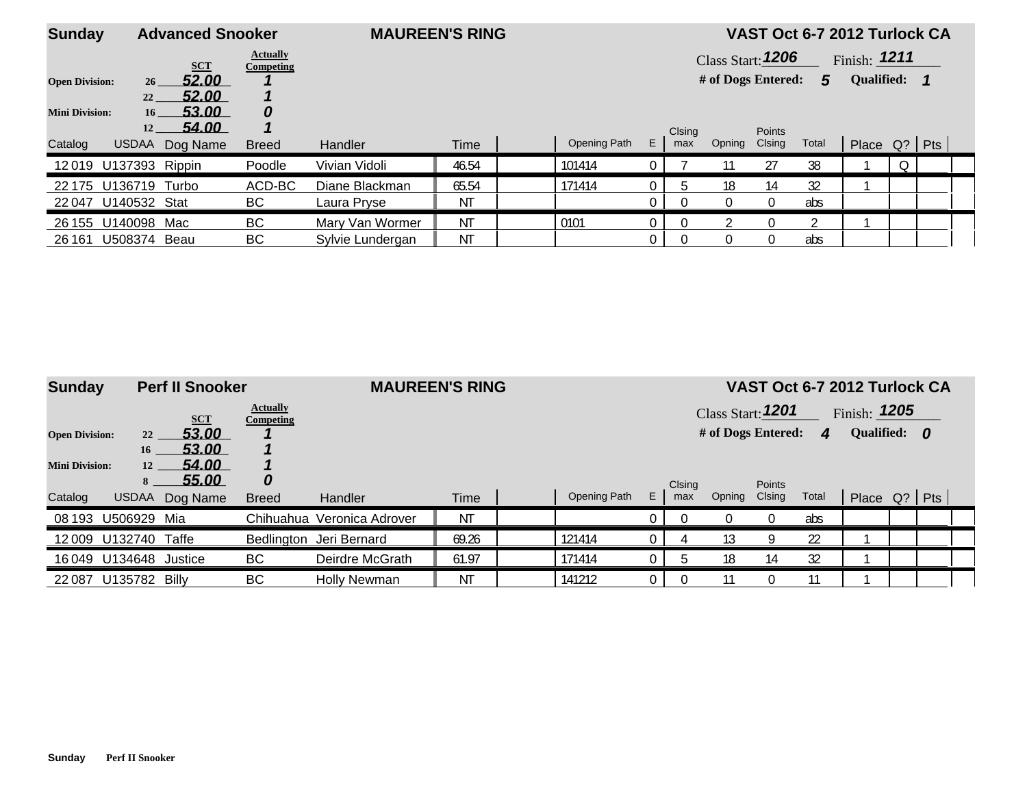**Sunday** **Advanced Snooker** **MAUREEN'S RING** **VAST Oct 6-7 2012 Turlock CA**

Class Start: *1206* Finish: *1211*

**# of Dogs Entered:** *5* **Qualified:** *1*

| | | SCT | Actually Competing |
|---|---|---|---|
| **Open Division:** | 26 | 52.00 | 1 |
| | 22 | 52.00 | 1 |
| **Mini Division:** | 16 | 53.00 | 0 |
| | 12 | 54.00 | 1 |

| Catalog | USDAA | Dog Name | Breed | Handler | Time | | Opening Path | E | Clsing max | Opning | Points Clsing | Total | Place | Q? | Pts |
|---|---|---|---|---|---|---|---|---|---|---|---|---|---|---|---|
| 12 019 | U137393 | Rippin | Poodle | Vivian Vidoli | 46.54 | | 101414 | 0 | 7 | 11 | 27 | 38 | 1 | Q | |
| 22 175 | U136719 | Turbo | ACD-BC | Diane Blackman | 65.54 | | 171414 | 0 | 5 | 18 | 14 | 32 | 1 | | |
| 22 047 | U140532 | Stat | BC | Laura Pryse | NT | | | 0 | 0 | 0 | 0 | abs | | | |
| 26 155 | U140098 | Mac | BC | Mary Van Wormer | NT | | 0101 | 0 | 0 | 2 | 0 | 2 | 1 | | |
| 26 161 | U508374 | Beau | BC | Sylvie Lundergan | NT | | | 0 | 0 | 0 | 0 | abs | | | |

**Sunday** **Perf II Snooker** **MAUREEN'S RING** **VAST Oct 6-7 2012 Turlock CA**

Class Start: *1201* Finish: *1205*

**# of Dogs Entered:** *4* **Qualified:** *0*

| | | SCT | Actually Competing |
|---|---|---|---|
| **Open Division:** | 22 | 53.00 | 1 |
| | 16 | 53.00 | 1 |
| **Mini Division:** | 12 | 54.00 | 1 |
| | 8 | 55.00 | 0 |

| Catalog | USDAA | Dog Name | Breed | Handler | Time | | Opening Path | E | Clsing max | Opning | Points Clsing | Total | Place | Q? | Pts |
|---|---|---|---|---|---|---|---|---|---|---|---|---|---|---|---|
| 08 193 | U506929 | Mia | Chihuahua | Veronica Adrover | NT | | | 0 | 0 | 0 | 0 | abs | | | |
| 12 009 | U132740 | Taffe | Bedlington | Jeri Bernard | 69.26 | | 121414 | 0 | 4 | 13 | 9 | 22 | 1 | | |
| 16 049 | U134648 | Justice | BC | Deirdre McGrath | 61.97 | | 171414 | 0 | 5 | 18 | 14 | 32 | 1 | | |
| 22 087 | U135782 | Billy | BC | Holly Newman | NT | | 141212 | 0 | 0 | 11 | 0 | 11 | 1 | | |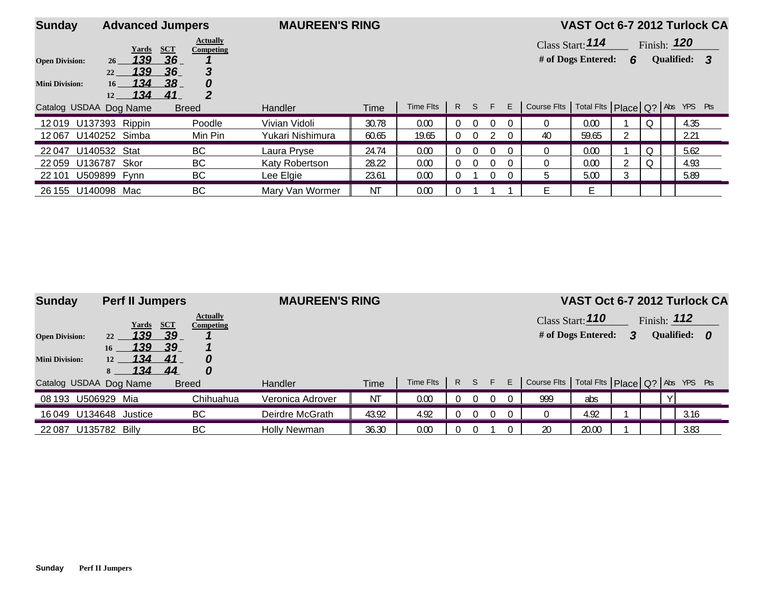## Sunday — Advanced Jumpers — MAUREEN'S RING — VAST Oct 6-7 2012 Turlock CA

Class Start: **114** Finish: **120**

# of Dogs Entered: **6** Qualified: **3**

| Division | Height | Yards | SCT | Actually Competing |
|---|---|---|---|---|
| Open Division: | 26 | 139 | 36 | 1 |
| | 22 | 139 | 36 | 3 |
| Mini Division: | 16 | 134 | 38 | 0 |
| | 12 | 134 | 41 | 2 |

| Catalog | USDAA | Dog Name | Breed | Handler | Time | Time Flts | R | S | F | E | Course Flts | Total Flts | Place | Q? | Abs | YPS | Pts |
|---|---|---|---|---|---|---|---|---|---|---|---|---|---|---|---|---|---|
| 12 019 | U137393 | Rippin | Poodle | Vivian Vidoli | 30.78 | 0.00 | 0 | 0 | 0 | 0 | 0 | 0.00 | 1 | Q | | 4.35 | |
| 12 067 | U140252 | Simba | Min Pin | Yukari Nishimura | 60.65 | 19.65 | 0 | 0 | 2 | 0 | 40 | 59.65 | 2 | | | 2.21 | |
| 22 047 | U140532 | Stat | BC | Laura Pryse | 24.74 | 0.00 | 0 | 0 | 0 | 0 | 0 | 0.00 | 1 | Q | | 5.62 | |
| 22 059 | U136787 | Skor | BC | Katy Robertson | 28.22 | 0.00 | 0 | 0 | 0 | 0 | 0 | 0.00 | 2 | Q | | 4.93 | |
| 22 101 | U509899 | Fynn | BC | Lee Elgie | 23.61 | 0.00 | 0 | 1 | 0 | 0 | 5 | 5.00 | 3 | | | 5.89 | |
| 26 155 | U140098 | Mac | BC | Mary Van Wormer | NT | 0.00 | 0 | 1 | 1 | 1 | E | E | | | | | |

## Sunday — Perf II Jumpers — MAUREEN'S RING — VAST Oct 6-7 2012 Turlock CA

Class Start: **110** Finish: **112**

# of Dogs Entered: **3** Qualified: **0**

| Division | Height | Yards | SCT | Actually Competing |
|---|---|---|---|---|
| Open Division: | 22 | 139 | 39 | 1 |
| | 16 | 139 | 39 | 1 |
| Mini Division: | 12 | 134 | 41 | 0 |
| | 8 | 134 | 44 | 0 |

| Catalog | USDAA | Dog Name | Breed | Handler | Time | Time Flts | R | S | F | E | Course Flts | Total Flts | Place | Q? | Abs | YPS | Pts |
|---|---|---|---|---|---|---|---|---|---|---|---|---|---|---|---|---|---|
| 08 193 | U506929 | Mia | Chihuahua | Veronica Adrover | NT | 0.00 | 0 | 0 | 0 | 0 | 999 | abs | | | Y | | |
| 16 049 | U134648 | Justice | BC | Deirdre McGrath | 43.92 | 4.92 | 0 | 0 | 0 | 0 | 0 | 4.92 | 1 | | | 3.16 | |
| 22 087 | U135782 | Billy | BC | Holly Newman | 36.30 | 0.00 | 0 | 0 | 1 | 0 | 20 | 20.00 | 1 | | | 3.83 | |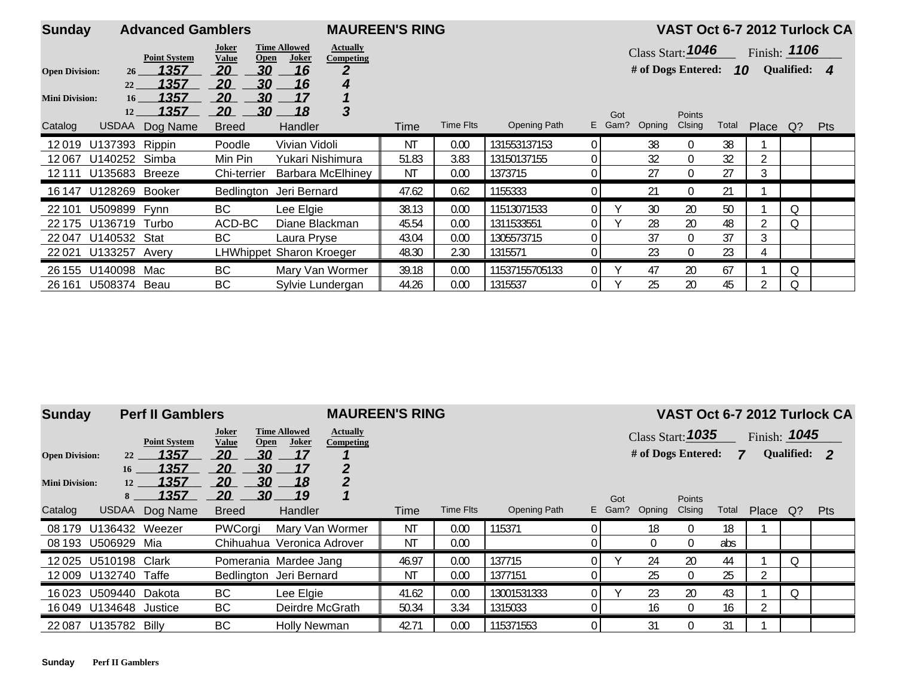**Sunday** **Advanced Gamblers** **MAUREEN'S RING** **VAST Oct 6-7 2012 Turlock CA**

| | | Point System | Joker Value | Time Allowed Open | Time Allowed Joker | Actually Competing |
|---|---|---|---|---|---|---|
| Open Division: | 26 | 1357 | 20 | 30 | 16 | 2 |
| | 22 | 1357 | 20 | 30 | 16 | 4 |
| Mini Division: | 16 | 1357 | 20 | 30 | 17 | 1 |
| | 12 | 1357 | 20 | 30 | 18 | 3 |

Class Start: 1046 Finish: 1106

# of Dogs Entered: 10 Qualified: 4

| Catalog | USDAA | Dog Name | Breed | Handler | Time | Time Flts | Opening Path | E | Got Gam? | Opning | Points Clsing | Total | Place | Q? | Pts |
|---|---|---|---|---|---|---|---|---|---|---|---|---|---|---|---|
| 12 019 | U137393 | Rippin | Poodle | Vivian Vidoli | NT | 0.00 | 131553137153 | 0 | | 38 | 0 | 38 | 1 | | |
| 12 067 | U140252 | Simba | Min Pin | Yukari Nishimura | 51.83 | 3.83 | 13150137155 | 0 | | 32 | 0 | 32 | 2 | | |
| 12 111 | U135683 | Breeze | Chi-terrier | Barbara McElhiney | NT | 0.00 | 1373715 | 0 | | 27 | 0 | 27 | 3 | | |
| 16 147 | U128269 | Booker | Bedlington | Jeri Bernard | 47.62 | 0.62 | 1155333 | 0 | | 21 | 0 | 21 | 1 | | |
| 22 101 | U509899 | Fynn | BC | Lee Elgie | 38.13 | 0.00 | 11513071533 | 0 | Y | 30 | 20 | 50 | 1 | Q | |
| 22 175 | U136719 | Turbo | ACD-BC | Diane Blackman | 45.54 | 0.00 | 1311533551 | 0 | Y | 28 | 20 | 48 | 2 | Q | |
| 22 047 | U140532 | Stat | BC | Laura Pryse | 43.04 | 0.00 | 1305573715 | 0 | | 37 | 0 | 37 | 3 | | |
| 22 021 | U133257 | Avery | LHWhippet | Sharon Kroeger | 48.30 | 2.30 | 1315571 | 0 | | 23 | 0 | 23 | 4 | | |
| 26 155 | U140098 | Mac | BC | Mary Van Wormer | 39.18 | 0.00 | 11537155705133 | 0 | Y | 47 | 20 | 67 | 1 | Q | |
| 26 161 | U508374 | Beau | BC | Sylvie Lundergan | 44.26 | 0.00 | 1315537 | 0 | Y | 25 | 20 | 45 | 2 | Q | |

**Sunday** **Perf II Gamblers** **MAUREEN'S RING** **VAST Oct 6-7 2012 Turlock CA**

| | | Point System | Joker Value | Time Allowed Open | Time Allowed Joker | Actually Competing |
|---|---|---|---|---|---|---|
| Open Division: | 22 | 1357 | 20 | 30 | 17 | 1 |
| | 16 | 1357 | 20 | 30 | 17 | 2 |
| Mini Division: | 12 | 1357 | 20 | 30 | 18 | 2 |
| | 8 | 1357 | 20 | 30 | 19 | 1 |

Class Start: 1035 Finish: 1045

# of Dogs Entered: 7 Qualified: 2

| Catalog | USDAA | Dog Name | Breed | Handler | Time | Time Flts | Opening Path | E | Got Gam? | Opning | Points Clsing | Total | Place | Q? | Pts |
|---|---|---|---|---|---|---|---|---|---|---|---|---|---|---|---|
| 08 179 | U136432 | Weezer | PWCorgi | Mary Van Wormer | NT | 0.00 | 115371 | 0 | | 18 | 0 | 18 | 1 | | |
| 08 193 | U506929 | Mia | Chihuahua | Veronica Adrover | NT | 0.00 | | 0 | | 0 | 0 | abs | | | |
| 12 025 | U510198 | Clark | Pomerania | Mardee Jang | 46.97 | 0.00 | 137715 | 0 | Y | 24 | 20 | 44 | 1 | Q | |
| 12 009 | U132740 | Taffe | Bedlington | Jeri Bernard | NT | 0.00 | 1377151 | 0 | | 25 | 0 | 25 | 2 | | |
| 16 023 | U509440 | Dakota | BC | Lee Elgie | 41.62 | 0.00 | 13001531333 | 0 | Y | 23 | 20 | 43 | 1 | Q | |
| 16 049 | U134648 | Justice | BC | Deirdre McGrath | 50.34 | 3.34 | 1315033 | 0 | | 16 | 0 | 16 | 2 | | |
| 22 087 | U135782 | Billy | BC | Holly Newman | 42.71 | 0.00 | 115371553 | 0 | | 31 | 0 | 31 | 1 | | |